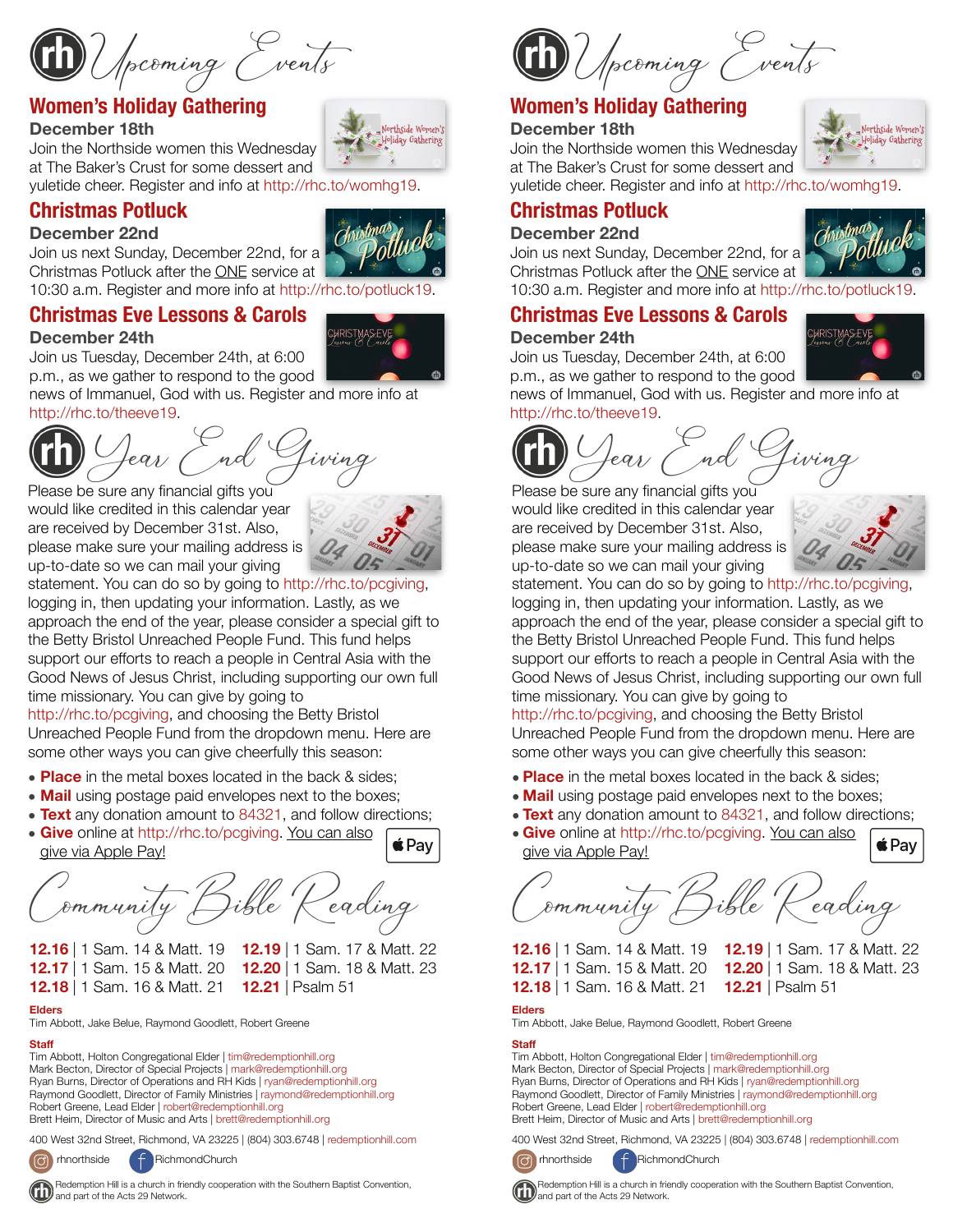# Upcoming Events

## Women's Holiday Gathering

**December 18th**

Join the Northside women this Wednesday at The Baker's Crust for some dessert and yuletide cheer. Register and info at http://rhc.to/womhg19.

## Christmas Potluck

**December 22nd**

Join us next Sunday, December 22nd, for a Christmas Potluck after the ONE service at 10:30 a.m. Register and more info at http://rhc.to/potluck19.

## Christmas Eve Lessons & Carols

**December 24th**

Join us Tuesday, December 24th, at 6:00 p.m., as we gather to respond to the good news of Immanuel, God with us. Register and more info at http://rhc.to/theeve19.

# Year End Giving

Please be sure any financial gifts you would like credited in this calendar year are received by December 31st. Also, please make sure your mailing address is up-to-date so we can mail your giving statement. You can do so by going to http://rhc.to/pcgiving, logging in, then updating your information. Lastly, as we approach the end of the year, please consider a special gift to the Betty Bristol Unreached People Fund. This fund helps support our efforts to reach a people in Central Asia with the Good News of Jesus Christ, including supporting our own full time missionary. You can give by going to http://rhc.to/pcgiving, and choosing the Betty Bristol Unreached People Fund from the dropdown menu. Here are some other ways you can give cheerfully this season:

- **Place** in the metal boxes located in the back & sides;
- **Mail** using postage paid envelopes next to the boxes;
- **Text** any donation amount to 84321, and follow directions;
- **Give** online at http://rhc.to/pcgiving. You can also give via Apple Pay!

# Community Bible Reading

**12.16** | 1 Sam. 14 & Matt. 19
**12.17** | 1 Sam. 15 & Matt. 20
**12.18** | 1 Sam. 16 & Matt. 21
**12.19** | 1 Sam. 17 & Matt. 22
**12.20** | 1 Sam. 18 & Matt. 23
**12.21** | Psalm 51

**Elders**

Tim Abbott, Jake Belue, Raymond Goodlett, Robert Greene

**Staff**

Tim Abbott, Holton Congregational Elder | tim@redemptionhill.org
Mark Becton, Director of Special Projects | mark@redemptionhill.org
Ryan Burns, Director of Operations and RH Kids | ryan@redemptionhill.org
Raymond Goodlett, Director of Family Ministries | raymond@redemptionhill.org
Robert Greene, Lead Elder | robert@redemptionhill.org
Brett Heim, Director of Music and Arts | brett@redemptionhill.org

400 West 32nd Street, Richmond, VA 23225 | (804) 303.6748 | redemptionhill.com

rhnorthside RichmondChurch

Redemption Hill is a church in friendly cooperation with the Southern Baptist Convention, and part of the Acts 29 Network.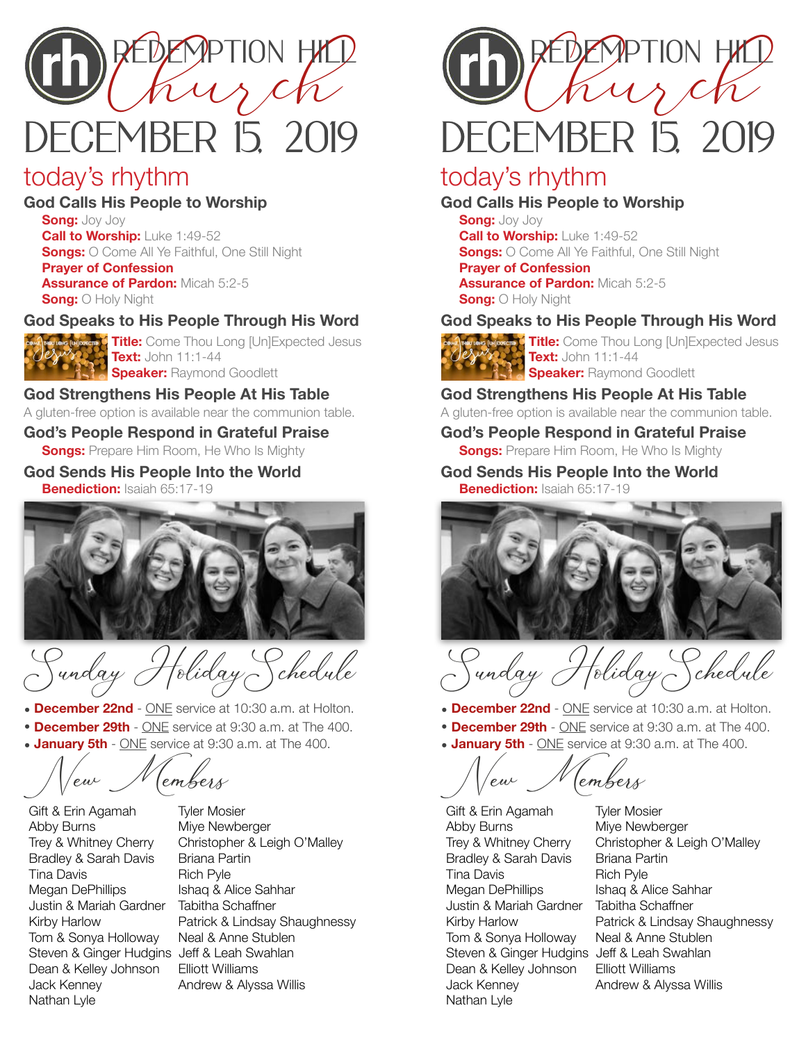# Redemption Hill Church

# December 15, 2019

## today's rhythm

### God Calls His People to Worship

**Song:** Joy Joy
**Call to Worship:** Luke 1:49-52
**Songs:** O Come All Ye Faithful, One Still Night
**Prayer of Confession**
**Assurance of Pardon:** Micah 5:2-5
**Song:** O Holy Night

### God Speaks to His People Through His Word

**Title:** Come Thou Long [Un]Expected Jesus
**Text:** John 11:1-44
**Speaker:** Raymond Goodlett

### God Strengthens His People At His Table

A gluten-free option is available near the communion table.

### God's People Respond in Grateful Praise

**Songs:** Prepare Him Room, He Who Is Mighty

### God Sends His People Into the World

**Benediction:** Isaiah 65:17-19

## Sunday Holiday Schedule

- **December 22nd** - ONE service at 10:30 a.m. at Holton.
- **December 29th** - ONE service at 9:30 a.m. at The 400.
- **January 5th** - ONE service at 9:30 a.m. at The 400.

## New Members

Gift & Erin Agamah
Abby Burns
Trey & Whitney Cherry
Bradley & Sarah Davis
Tina Davis
Megan DePhillips
Justin & Mariah Gardner
Kirby Harlow
Tom & Sonya Holloway
Steven & Ginger Hudgins
Dean & Kelley Johnson
Jack Kenney
Nathan Lyle
Tyler Mosier
Miye Newberger
Christopher & Leigh O'Malley
Briana Partin
Rich Pyle
Ishaq & Alice Sahhar
Tabitha Schaffner
Patrick & Lindsay Shaughnessy
Neal & Anne Stublen
Jeff & Leah Swahlan
Elliott Williams
Andrew & Alyssa Willis